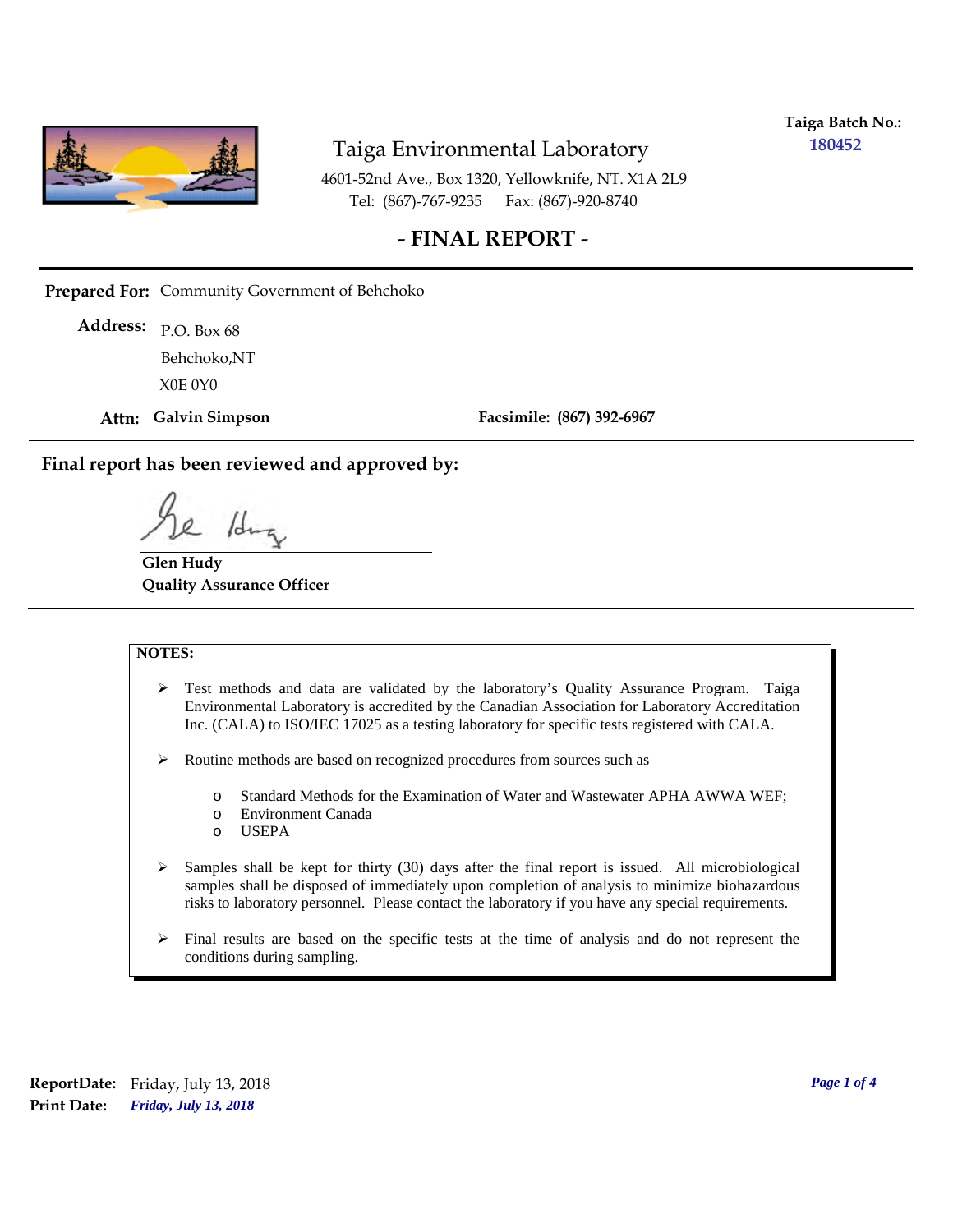**Taiga Batch No.:** **180452**

# Taiga Environmental Laboratory

4601-52nd Ave., Box 1320, Yellowknife, NT. X1A 2L9
Tel: (867)-767-9235 Fax: (867)-920-8740

## - FINAL REPORT -

**Prepared For:** Community Government of Behchoko

**Address:** P.O. Box 68
Behchoko,NT
X0E 0Y0

**Attn: Galvin Simpson** **Facsimile: (867) 392-6967**

**Final report has been reviewed and approved by:**

**Glen Hudy**
**Quality Assurance Officer**

**NOTES:**

- Test methods and data are validated by the laboratory's Quality Assurance Program. Taiga Environmental Laboratory is accredited by the Canadian Association for Laboratory Accreditation Inc. (CALA) to ISO/IEC 17025 as a testing laboratory for specific tests registered with CALA.
- Routine methods are based on recognized procedures from sources such as
  - Standard Methods for the Examination of Water and Wastewater APHA AWWA WEF;
  - Environment Canada
  - USEPA
- Samples shall be kept for thirty (30) days after the final report is issued. All microbiological samples shall be disposed of immediately upon completion of analysis to minimize biohazardous risks to laboratory personnel. Please contact the laboratory if you have any special requirements.
- Final results are based on the specific tests at the time of analysis and do not represent the conditions during sampling.

**ReportDate:** Friday, July 13, 2018
**Print Date:** *Friday, July 13, 2018*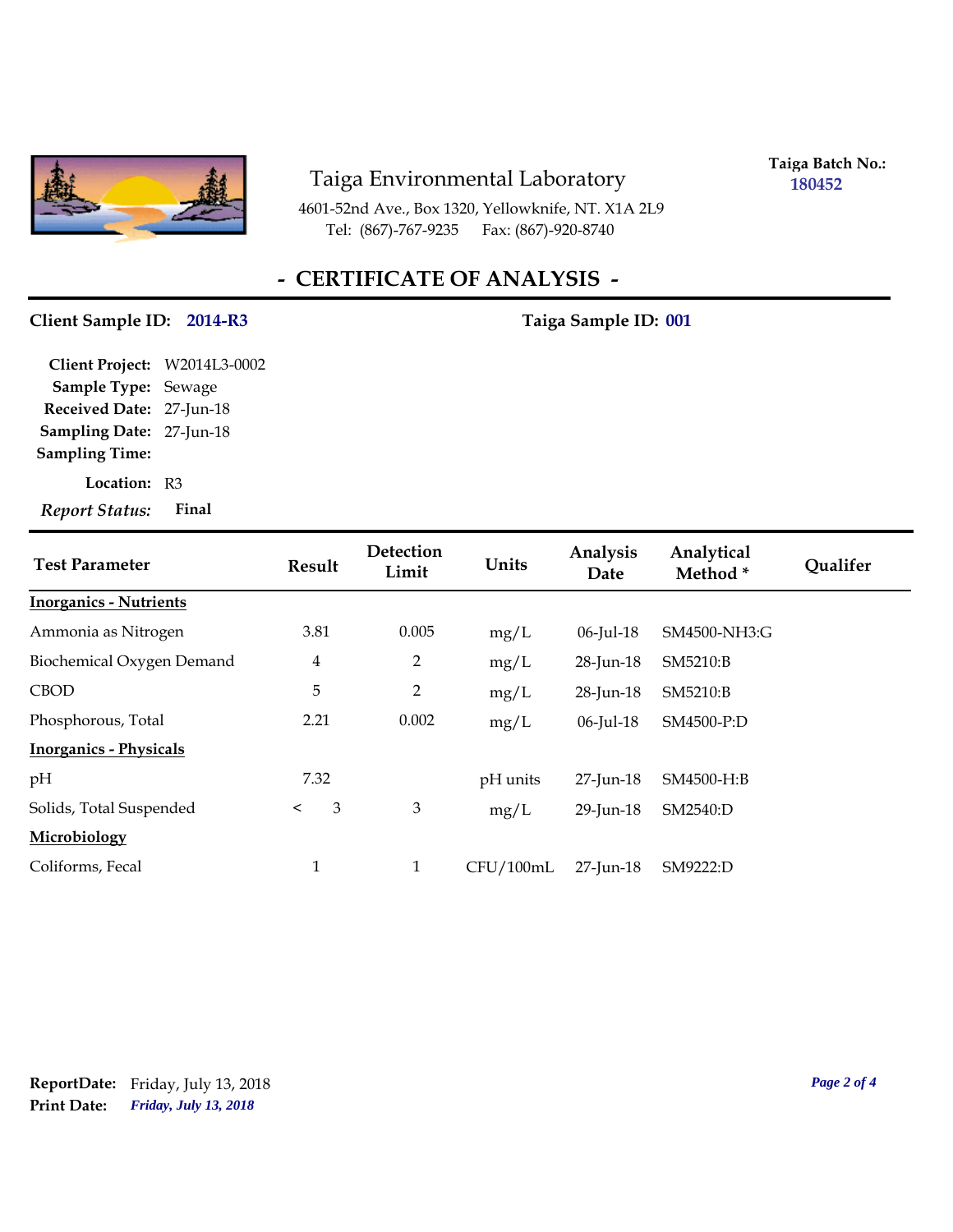Taiga Environmental Laboratory

4601-52nd Ave., Box 1320, Yellowknife, NT. X1A 2L9
Tel: (867)-767-9235 Fax: (867)-920-8740

**Taiga Batch No.:** 180452

# - CERTIFICATE OF ANALYSIS -

**Client Sample ID:** **2014-R3** **Taiga Sample ID:** **001**

**Client Project:** W2014L3-0002
**Sample Type:** Sewage
**Received Date:** 27-Jun-18
**Sampling Date:** 27-Jun-18
**Sampling Time:**
**Location:** R3
***Report Status:*** **Final**

| Test Parameter | Result | Detection Limit | Units | Analysis Date | Analytical Method * | Qualifer |
|---|---|---|---|---|---|---|
| **Inorganics - Nutrients** | | | | | | |
| Ammonia as Nitrogen | 3.81 | 0.005 | mg/L | 06-Jul-18 | SM4500-NH3:G | |
| Biochemical Oxygen Demand | 4 | 2 | mg/L | 28-Jun-18 | SM5210:B | |
| CBOD | 5 | 2 | mg/L | 28-Jun-18 | SM5210:B | |
| Phosphorous, Total | 2.21 | 0.002 | mg/L | 06-Jul-18 | SM4500-P:D | |
| **Inorganics - Physicals** | | | | | | |
| pH | 7.32 | | pH units | 27-Jun-18 | SM4500-H:B | |
| Solids, Total Suspended | < 3 | 3 | mg/L | 29-Jun-18 | SM2540:D | |
| **Microbiology** | | | | | | |
| Coliforms, Fecal | 1 | 1 | CFU/100mL | 27-Jun-18 | SM9222:D | |

**ReportDate:** Friday, July 13, 2018
**Print Date:** *Friday, July 13, 2018*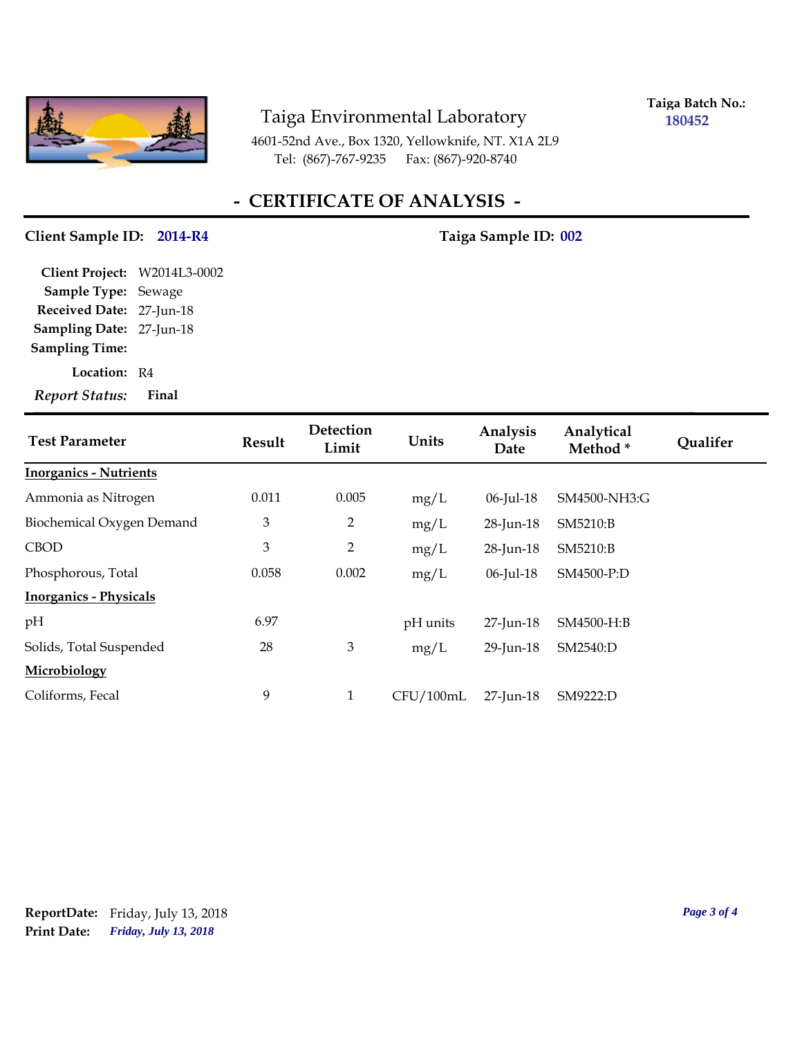# Taiga Environmental Laboratory

4601-52nd Ave., Box 1320, Yellowknife, NT. X1A 2L9
Tel: (867)-767-9235 Fax: (867)-920-8740

**Taiga Batch No.:** 180452

## - CERTIFICATE OF ANALYSIS -

**Client Sample ID:** 2014-R4 **Taiga Sample ID:** 002

**Client Project:** W2014L3-0002
**Sample Type:** Sewage
**Received Date:** 27-Jun-18
**Sampling Date:** 27-Jun-18
**Sampling Time:**
**Location:** R4
*Report Status:* **Final**

| Test Parameter | Result | Detection Limit | Units | Analysis Date | Analytical Method * | Qualifer |
|---|---|---|---|---|---|---|
| **Inorganics - Nutrients** | | | | | | |
| Ammonia as Nitrogen | 0.011 | 0.005 | mg/L | 06-Jul-18 | SM4500-NH3:G | |
| Biochemical Oxygen Demand | 3 | 2 | mg/L | 28-Jun-18 | SM5210:B | |
| CBOD | 3 | 2 | mg/L | 28-Jun-18 | SM5210:B | |
| Phosphorous, Total | 0.058 | 0.002 | mg/L | 06-Jul-18 | SM4500-P:D | |
| **Inorganics - Physicals** | | | | | | |
| pH | 6.97 | | pH units | 27-Jun-18 | SM4500-H:B | |
| Solids, Total Suspended | 28 | 3 | mg/L | 29-Jun-18 | SM2540:D | |
| **Microbiology** | | | | | | |
| Coliforms, Fecal | 9 | 1 | CFU/100mL | 27-Jun-18 | SM9222:D | |

**ReportDate:** Friday, July 13, 2018
**Print Date:** *Friday, July 13, 2018*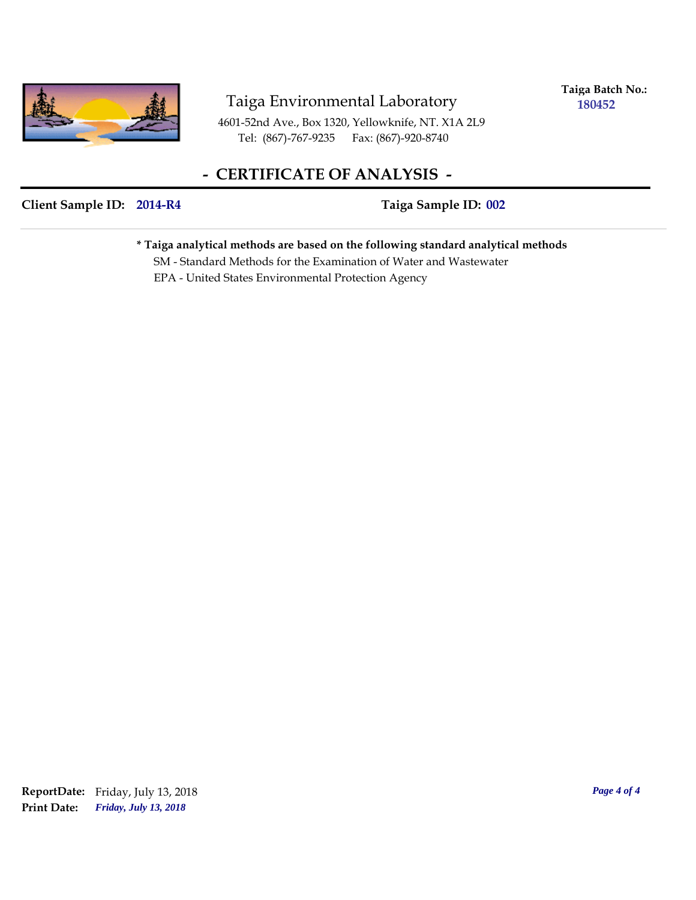Taiga Environmental Laboratory

4601-52nd Ave., Box 1320, Yellowknife, NT. X1A 2L9

Tel: (867)-767-9235 Fax: (867)-920-8740

**Taiga Batch No.:** 180452

# - CERTIFICATE OF ANALYSIS -

**Client Sample ID:** 2014-R4 **Taiga Sample ID:** 002

**\* Taiga analytical methods are based on the following standard analytical methods**

SM - Standard Methods for the Examination of Water and Wastewater

EPA - United States Environmental Protection Agency

**ReportDate:** Friday, July 13, 2018

**Print Date:** *Friday, July 13, 2018*